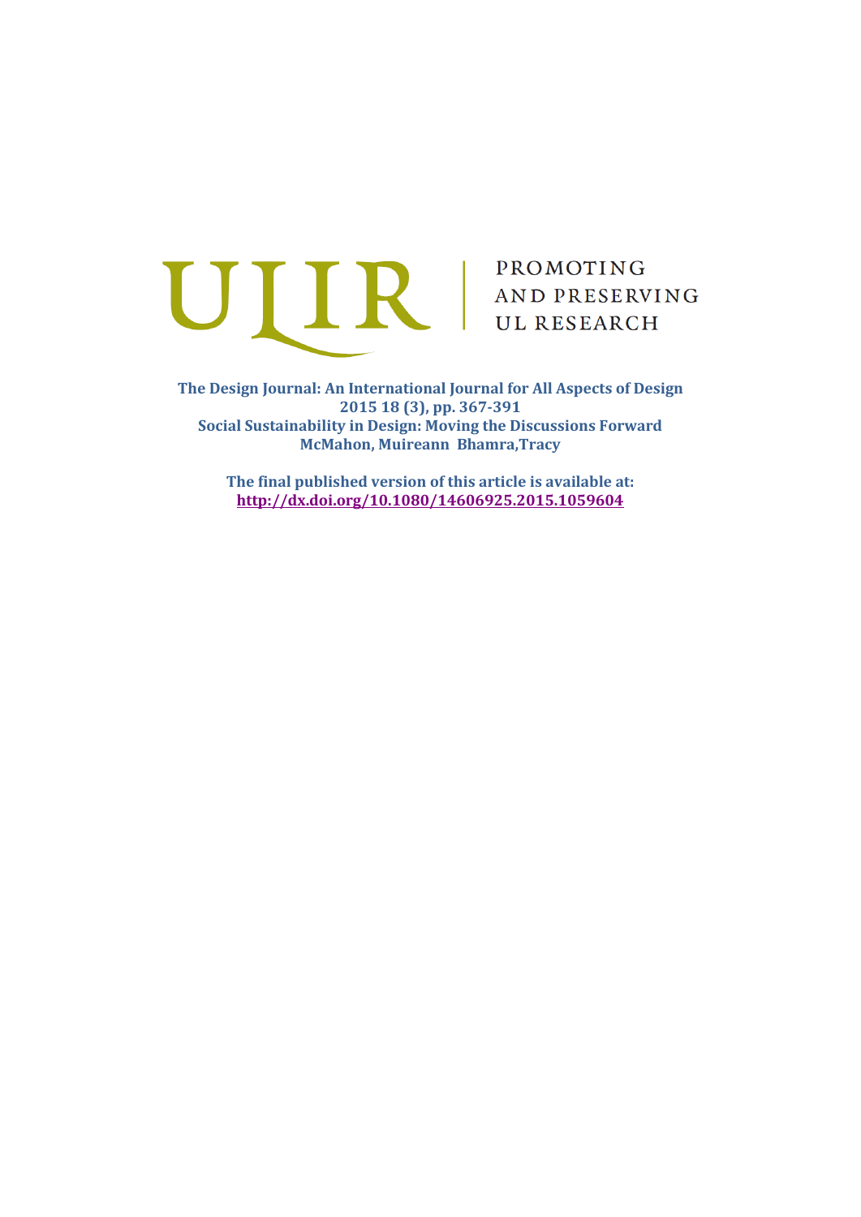ULIR | PROMOTING AND PRESERVING UL RESEARCH

**The Design Journal: An International Journal for All Aspects of Design**
**2015 18 (3), pp. 367-391**
**Social Sustainability in Design: Moving the Discussions Forward**
**McMahon, Muireann Bhamra,Tracy**

**The final published version of this article is available at:**
**http://dx.doi.org/10.1080/14606925.2015.1059604**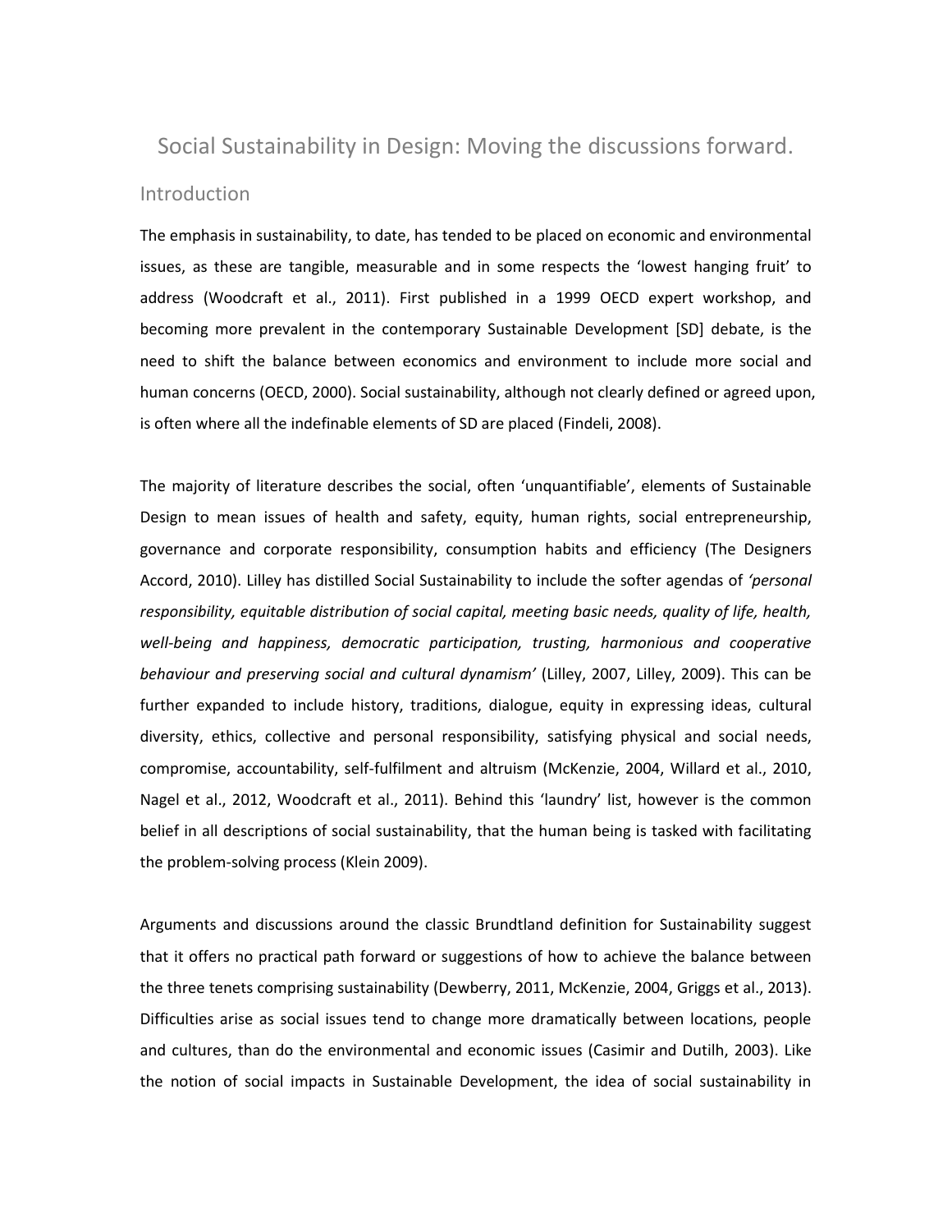# Social Sustainability in Design: Moving the discussions forward.

## Introduction

The emphasis in sustainability, to date, has tended to be placed on economic and environmental issues, as these are tangible, measurable and in some respects the 'lowest hanging fruit' to address (Woodcraft et al., 2011). First published in a 1999 OECD expert workshop, and becoming more prevalent in the contemporary Sustainable Development [SD] debate, is the need to shift the balance between economics and environment to include more social and human concerns (OECD, 2000). Social sustainability, although not clearly defined or agreed upon, is often where all the indefinable elements of SD are placed (Findeli, 2008).

The majority of literature describes the social, often 'unquantifiable', elements of Sustainable Design to mean issues of health and safety, equity, human rights, social entrepreneurship, governance and corporate responsibility, consumption habits and efficiency (The Designers Accord, 2010). Lilley has distilled Social Sustainability to include the softer agendas of *'personal responsibility, equitable distribution of social capital, meeting basic needs, quality of life, health, well-being and happiness, democratic participation, trusting, harmonious and cooperative behaviour and preserving social and cultural dynamism'* (Lilley, 2007, Lilley, 2009). This can be further expanded to include history, traditions, dialogue, equity in expressing ideas, cultural diversity, ethics, collective and personal responsibility, satisfying physical and social needs, compromise, accountability, self-fulfilment and altruism (McKenzie, 2004, Willard et al., 2010, Nagel et al., 2012, Woodcraft et al., 2011). Behind this 'laundry' list, however is the common belief in all descriptions of social sustainability, that the human being is tasked with facilitating the problem-solving process (Klein 2009).

Arguments and discussions around the classic Brundtland definition for Sustainability suggest that it offers no practical path forward or suggestions of how to achieve the balance between the three tenets comprising sustainability (Dewberry, 2011, McKenzie, 2004, Griggs et al., 2013). Difficulties arise as social issues tend to change more dramatically between locations, people and cultures, than do the environmental and economic issues (Casimir and Dutilh, 2003). Like the notion of social impacts in Sustainable Development, the idea of social sustainability in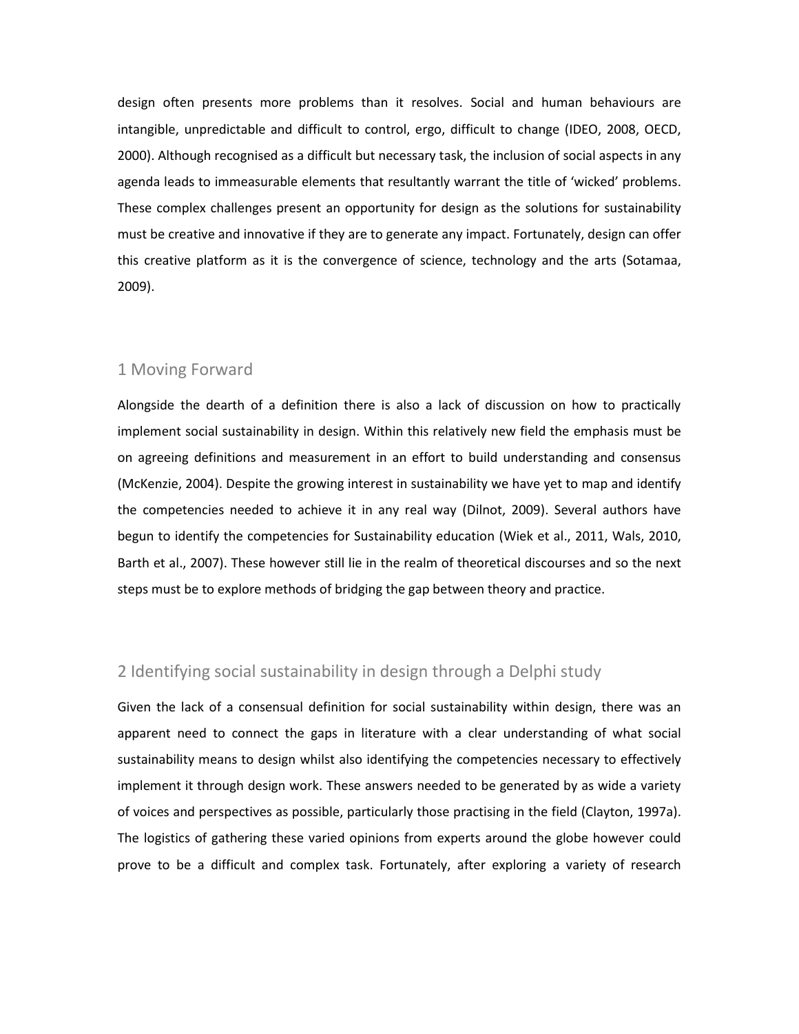design often presents more problems than it resolves. Social and human behaviours are intangible, unpredictable and difficult to control, ergo, difficult to change (IDEO, 2008, OECD, 2000). Although recognised as a difficult but necessary task, the inclusion of social aspects in any agenda leads to immeasurable elements that resultantly warrant the title of 'wicked' problems. These complex challenges present an opportunity for design as the solutions for sustainability must be creative and innovative if they are to generate any impact. Fortunately, design can offer this creative platform as it is the convergence of science, technology and the arts (Sotamaa, 2009).

## 1 Moving Forward

Alongside the dearth of a definition there is also a lack of discussion on how to practically implement social sustainability in design. Within this relatively new field the emphasis must be on agreeing definitions and measurement in an effort to build understanding and consensus (McKenzie, 2004). Despite the growing interest in sustainability we have yet to map and identify the competencies needed to achieve it in any real way (Dilnot, 2009). Several authors have begun to identify the competencies for Sustainability education (Wiek et al., 2011, Wals, 2010, Barth et al., 2007). These however still lie in the realm of theoretical discourses and so the next steps must be to explore methods of bridging the gap between theory and practice.

## 2 Identifying social sustainability in design through a Delphi study

Given the lack of a consensual definition for social sustainability within design, there was an apparent need to connect the gaps in literature with a clear understanding of what social sustainability means to design whilst also identifying the competencies necessary to effectively implement it through design work. These answers needed to be generated by as wide a variety of voices and perspectives as possible, particularly those practising in the field (Clayton, 1997a). The logistics of gathering these varied opinions from experts around the globe however could prove to be a difficult and complex task. Fortunately, after exploring a variety of research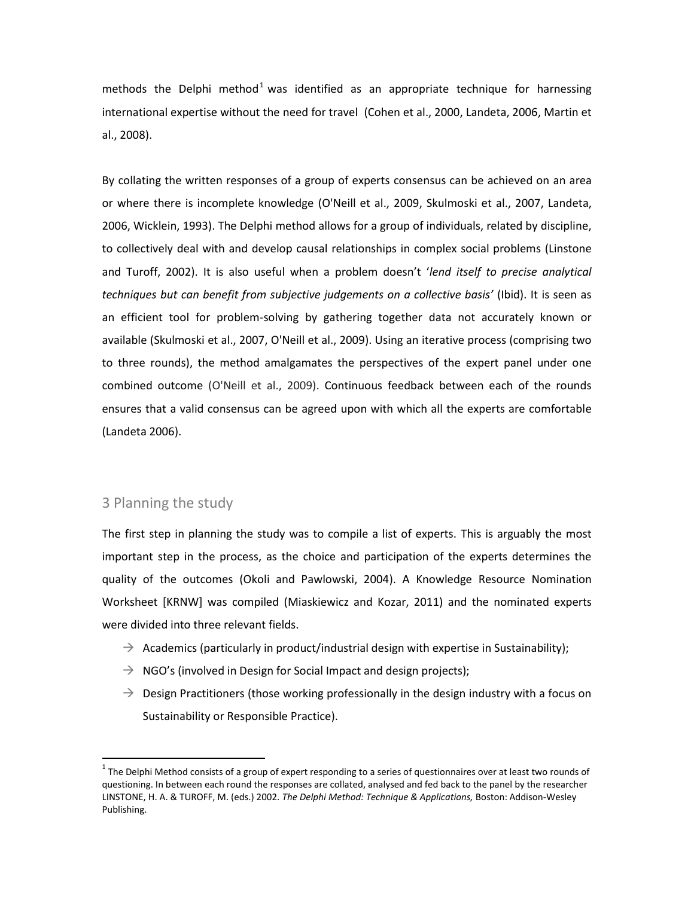methods the Delphi method[1] was identified as an appropriate technique for harnessing international expertise without the need for travel (Cohen et al., 2000, Landeta, 2006, Martin et al., 2008).

By collating the written responses of a group of experts consensus can be achieved on an area or where there is incomplete knowledge (O'Neill et al., 2009, Skulmoski et al., 2007, Landeta, 2006, Wicklein, 1993). The Delphi method allows for a group of individuals, related by discipline, to collectively deal with and develop causal relationships in complex social problems (Linstone and Turoff, 2002). It is also useful when a problem doesn't '*lend itself to precise analytical techniques but can benefit from subjective judgements on a collective basis'* (Ibid). It is seen as an efficient tool for problem-solving by gathering together data not accurately known or available (Skulmoski et al., 2007, O'Neill et al., 2009). Using an iterative process (comprising two to three rounds), the method amalgamates the perspectives of the expert panel under one combined outcome (O'Neill et al., 2009). Continuous feedback between each of the rounds ensures that a valid consensus can be agreed upon with which all the experts are comfortable (Landeta 2006).

## 3 Planning the study

The first step in planning the study was to compile a list of experts. This is arguably the most important step in the process, as the choice and participation of the experts determines the quality of the outcomes (Okoli and Pawlowski, 2004). A Knowledge Resource Nomination Worksheet [KRNW] was compiled (Miaskiewicz and Kozar, 2011) and the nominated experts were divided into three relevant fields.

- → Academics (particularly in product/industrial design with expertise in Sustainability);
- → NGO's (involved in Design for Social Impact and design projects);
- → Design Practitioners (those working professionally in the design industry with a focus on Sustainability or Responsible Practice).

[1] The Delphi Method consists of a group of expert responding to a series of questionnaires over at least two rounds of questioning. In between each round the responses are collated, analysed and fed back to the panel by the researcher LINSTONE, H. A. & TUROFF, M. (eds.) 2002. *The Delphi Method: Technique & Applications,* Boston: Addison-Wesley Publishing.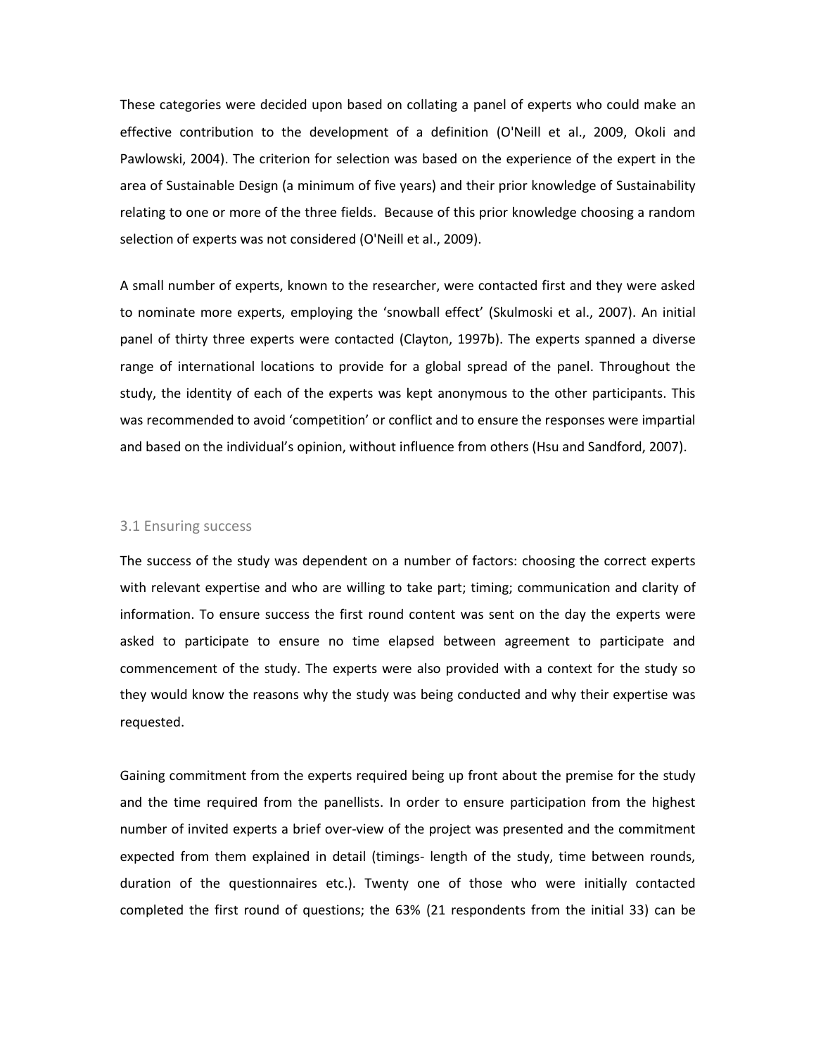These categories were decided upon based on collating a panel of experts who could make an effective contribution to the development of a definition (O'Neill et al., 2009, Okoli and Pawlowski, 2004). The criterion for selection was based on the experience of the expert in the area of Sustainable Design (a minimum of five years) and their prior knowledge of Sustainability relating to one or more of the three fields. Because of this prior knowledge choosing a random selection of experts was not considered (O'Neill et al., 2009).

A small number of experts, known to the researcher, were contacted first and they were asked to nominate more experts, employing the 'snowball effect' (Skulmoski et al., 2007). An initial panel of thirty three experts were contacted (Clayton, 1997b). The experts spanned a diverse range of international locations to provide for a global spread of the panel. Throughout the study, the identity of each of the experts was kept anonymous to the other participants. This was recommended to avoid 'competition' or conflict and to ensure the responses were impartial and based on the individual's opinion, without influence from others (Hsu and Sandford, 2007).

### 3.1 Ensuring success

The success of the study was dependent on a number of factors: choosing the correct experts with relevant expertise and who are willing to take part; timing; communication and clarity of information. To ensure success the first round content was sent on the day the experts were asked to participate to ensure no time elapsed between agreement to participate and commencement of the study. The experts were also provided with a context for the study so they would know the reasons why the study was being conducted and why their expertise was requested.

Gaining commitment from the experts required being up front about the premise for the study and the time required from the panellists. In order to ensure participation from the highest number of invited experts a brief over-view of the project was presented and the commitment expected from them explained in detail (timings- length of the study, time between rounds, duration of the questionnaires etc.). Twenty one of those who were initially contacted completed the first round of questions; the 63% (21 respondents from the initial 33) can be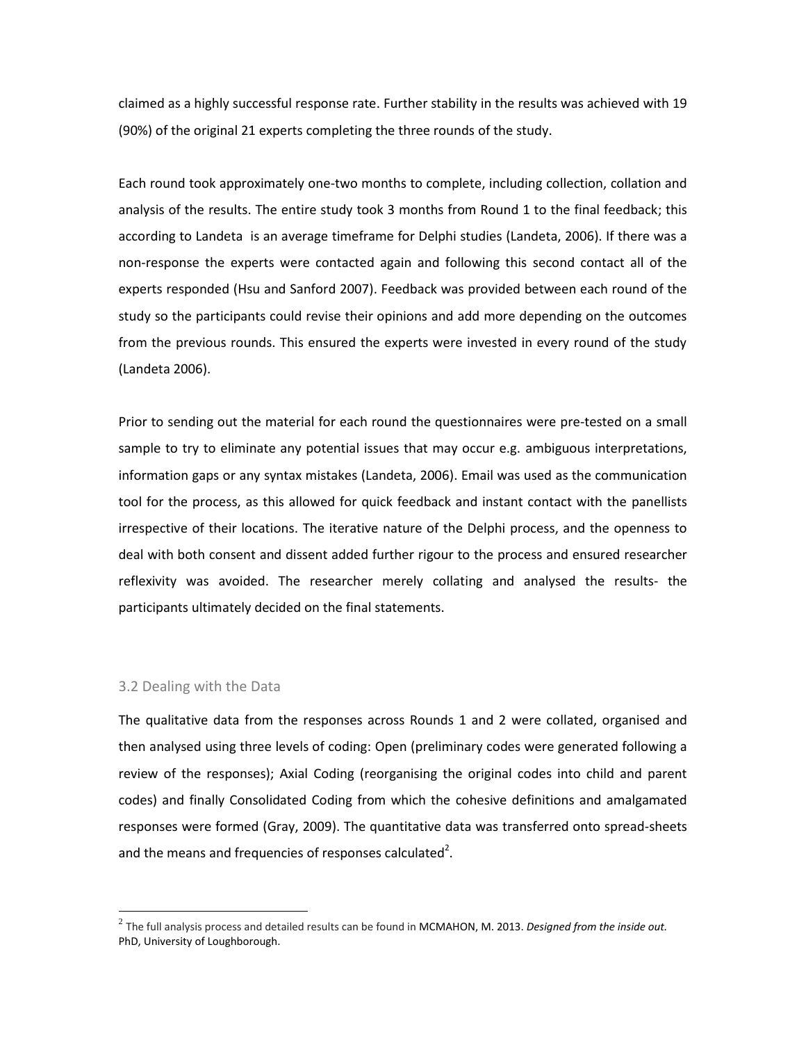claimed as a highly successful response rate. Further stability in the results was achieved with 19 (90%) of the original 21 experts completing the three rounds of the study.

Each round took approximately one-two months to complete, including collection, collation and analysis of the results. The entire study took 3 months from Round 1 to the final feedback; this according to Landeta is an average timeframe for Delphi studies (Landeta, 2006). If there was a non-response the experts were contacted again and following this second contact all of the experts responded (Hsu and Sanford 2007). Feedback was provided between each round of the study so the participants could revise their opinions and add more depending on the outcomes from the previous rounds. This ensured the experts were invested in every round of the study (Landeta 2006).

Prior to sending out the material for each round the questionnaires were pre-tested on a small sample to try to eliminate any potential issues that may occur e.g. ambiguous interpretations, information gaps or any syntax mistakes (Landeta, 2006). Email was used as the communication tool for the process, as this allowed for quick feedback and instant contact with the panellists irrespective of their locations. The iterative nature of the Delphi process, and the openness to deal with both consent and dissent added further rigour to the process and ensured researcher reflexivity was avoided. The researcher merely collating and analysed the results- the participants ultimately decided on the final statements.

## 3.2 Dealing with the Data

The qualitative data from the responses across Rounds 1 and 2 were collated, organised and then analysed using three levels of coding: Open (preliminary codes were generated following a review of the responses); Axial Coding (reorganising the original codes into child and parent codes) and finally Consolidated Coding from which the cohesive definitions and amalgamated responses were formed (Gray, 2009). The quantitative data was transferred onto spread-sheets and the means and frequencies of responses calculated[2].

[2] The full analysis process and detailed results can be found in MCMAHON, M. 2013. *Designed from the inside out.* PhD, University of Loughborough.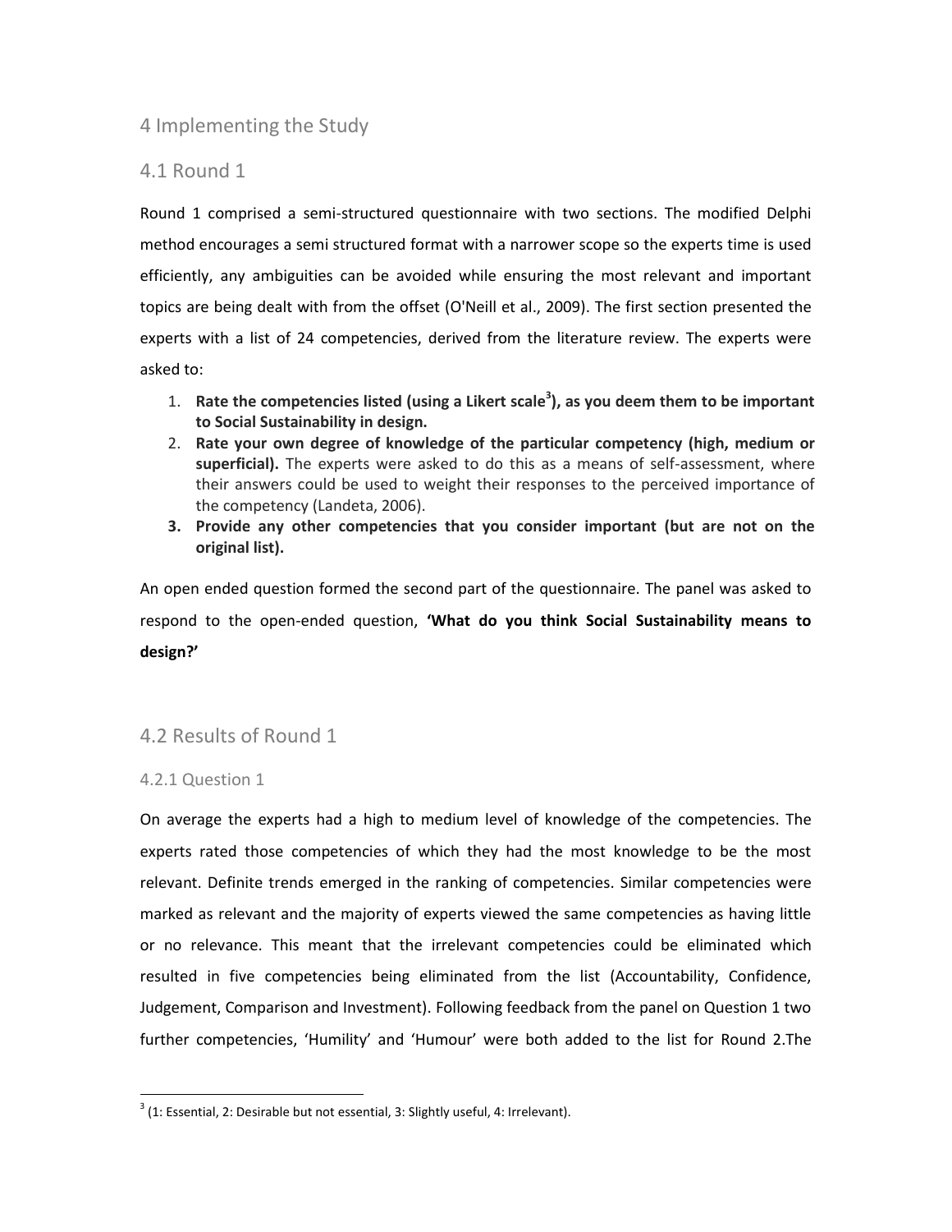## 4 Implementing the Study

### 4.1 Round 1

Round 1 comprised a semi-structured questionnaire with two sections. The modified Delphi method encourages a semi structured format with a narrower scope so the experts time is used efficiently, any ambiguities can be avoided while ensuring the most relevant and important topics are being dealt with from the offset (O'Neill et al., 2009). The first section presented the experts with a list of 24 competencies, derived from the literature review. The experts were asked to:

1. **Rate the competencies listed (using a Likert scale[3]), as you deem them to be important to Social Sustainability in design.**
2. **Rate your own degree of knowledge of the particular competency (high, medium or superficial).** The experts were asked to do this as a means of self-assessment, where their answers could be used to weight their responses to the perceived importance of the competency (Landeta, 2006).
3. **Provide any other competencies that you consider important (but are not on the original list).**

An open ended question formed the second part of the questionnaire. The panel was asked to respond to the open-ended question, **'What do you think Social Sustainability means to design?'**

### 4.2 Results of Round 1

#### 4.2.1 Question 1

On average the experts had a high to medium level of knowledge of the competencies. The experts rated those competencies of which they had the most knowledge to be the most relevant. Definite trends emerged in the ranking of competencies. Similar competencies were marked as relevant and the majority of experts viewed the same competencies as having little or no relevance. This meant that the irrelevant competencies could be eliminated which resulted in five competencies being eliminated from the list (Accountability, Confidence, Judgement, Comparison and Investment). Following feedback from the panel on Question 1 two further competencies, 'Humility' and 'Humour' were both added to the list for Round 2.The

[3] (1: Essential, 2: Desirable but not essential, 3: Slightly useful, 4: Irrelevant).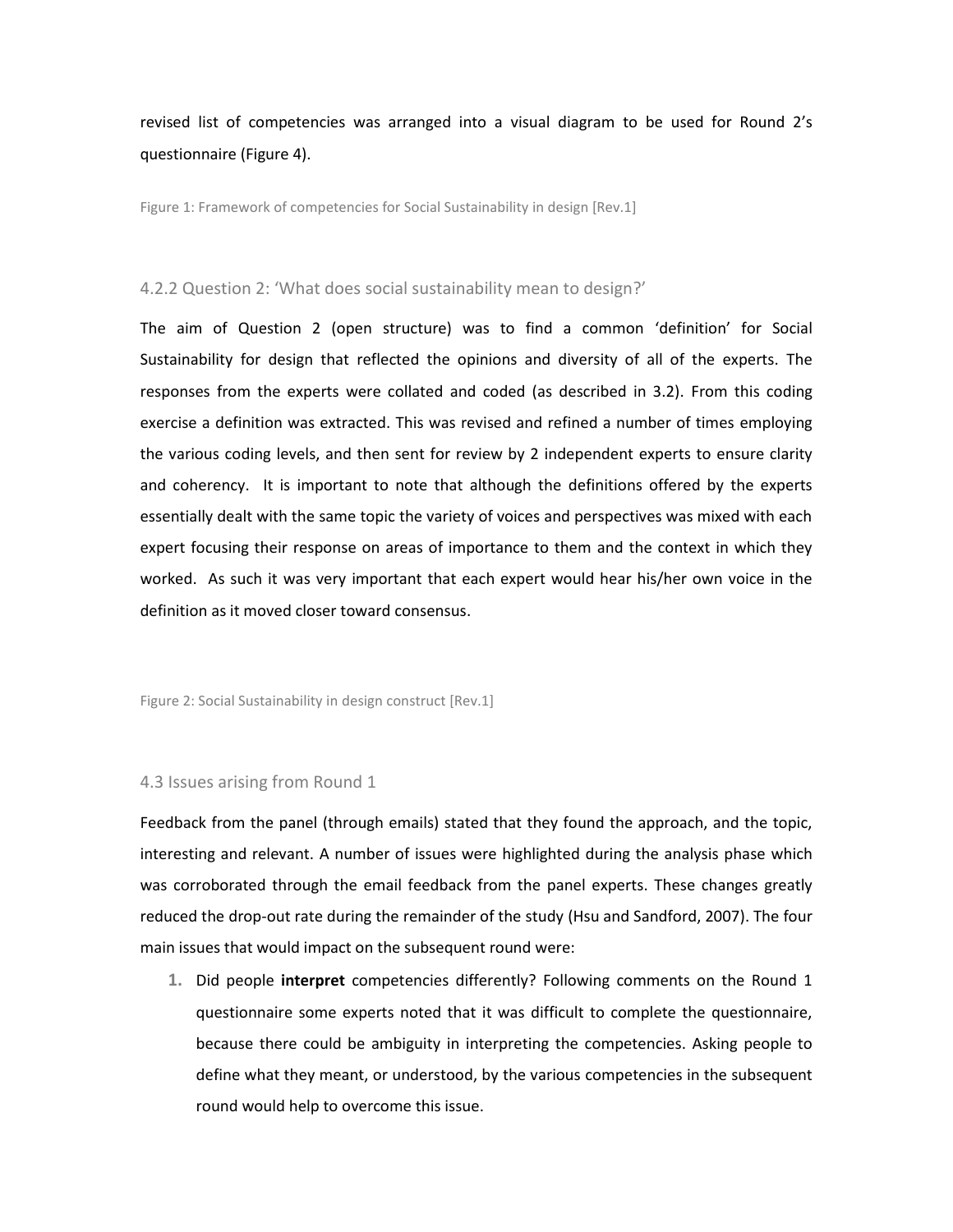revised list of competencies was arranged into a visual diagram to be used for Round 2's questionnaire (Figure 4).

Figure 1: Framework of competencies for Social Sustainability in design [Rev.1]

### 4.2.2 Question 2: 'What does social sustainability mean to design?'

The aim of Question 2 (open structure) was to find a common 'definition' for Social Sustainability for design that reflected the opinions and diversity of all of the experts. The responses from the experts were collated and coded (as described in 3.2). From this coding exercise a definition was extracted. This was revised and refined a number of times employing the various coding levels, and then sent for review by 2 independent experts to ensure clarity and coherency. It is important to note that although the definitions offered by the experts essentially dealt with the same topic the variety of voices and perspectives was mixed with each expert focusing their response on areas of importance to them and the context in which they worked. As such it was very important that each expert would hear his/her own voice in the definition as it moved closer toward consensus.

Figure 2: Social Sustainability in design construct [Rev.1]

## 4.3 Issues arising from Round 1

Feedback from the panel (through emails) stated that they found the approach, and the topic, interesting and relevant. A number of issues were highlighted during the analysis phase which was corroborated through the email feedback from the panel experts. These changes greatly reduced the drop-out rate during the remainder of the study (Hsu and Sandford, 2007). The four main issues that would impact on the subsequent round were:

1. Did people **interpret** competencies differently? Following comments on the Round 1 questionnaire some experts noted that it was difficult to complete the questionnaire, because there could be ambiguity in interpreting the competencies. Asking people to define what they meant, or understood, by the various competencies in the subsequent round would help to overcome this issue.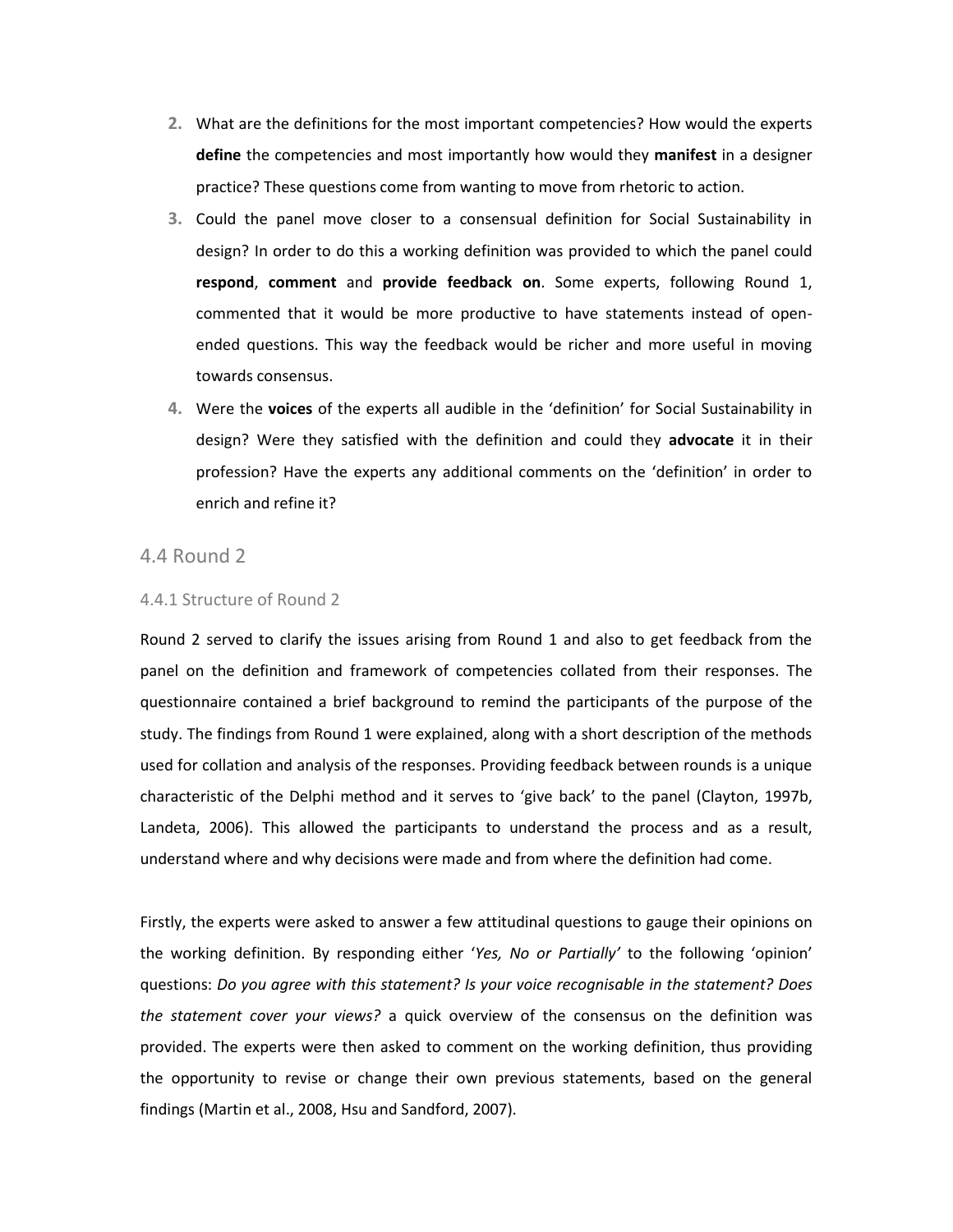2. What are the definitions for the most important competencies? How would the experts **define** the competencies and most importantly how would they **manifest** in a designer practice? These questions come from wanting to move from rhetoric to action.
3. Could the panel move closer to a consensual definition for Social Sustainability in design? In order to do this a working definition was provided to which the panel could **respond**, **comment** and **provide feedback on**. Some experts, following Round 1, commented that it would be more productive to have statements instead of open-ended questions. This way the feedback would be richer and more useful in moving towards consensus.
4. Were the **voices** of the experts all audible in the 'definition' for Social Sustainability in design? Were they satisfied with the definition and could they **advocate** it in their profession? Have the experts any additional comments on the 'definition' in order to enrich and refine it?

## 4.4 Round 2

### 4.4.1 Structure of Round 2

Round 2 served to clarify the issues arising from Round 1 and also to get feedback from the panel on the definition and framework of competencies collated from their responses. The questionnaire contained a brief background to remind the participants of the purpose of the study. The findings from Round 1 were explained, along with a short description of the methods used for collation and analysis of the responses. Providing feedback between rounds is a unique characteristic of the Delphi method and it serves to 'give back' to the panel (Clayton, 1997b, Landeta, 2006). This allowed the participants to understand the process and as a result, understand where and why decisions were made and from where the definition had come.

Firstly, the experts were asked to answer a few attitudinal questions to gauge their opinions on the working definition. By responding either '*Yes, No or Partially*' to the following 'opinion' questions: *Do you agree with this statement? Is your voice recognisable in the statement? Does the statement cover your views?* a quick overview of the consensus on the definition was provided. The experts were then asked to comment on the working definition, thus providing the opportunity to revise or change their own previous statements, based on the general findings (Martin et al., 2008, Hsu and Sandford, 2007).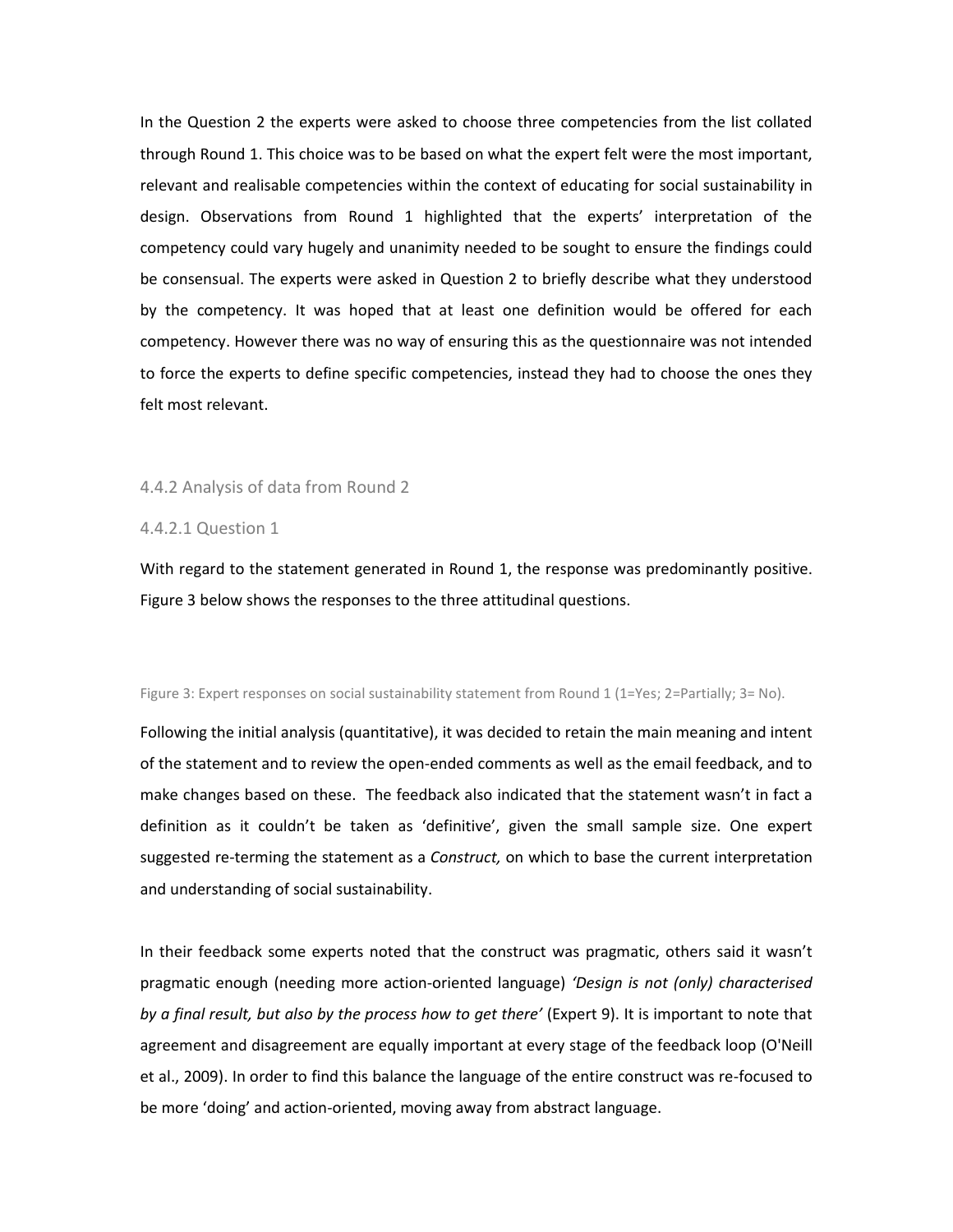In the Question 2 the experts were asked to choose three competencies from the list collated through Round 1. This choice was to be based on what the expert felt were the most important, relevant and realisable competencies within the context of educating for social sustainability in design. Observations from Round 1 highlighted that the experts' interpretation of the competency could vary hugely and unanimity needed to be sought to ensure the findings could be consensual. The experts were asked in Question 2 to briefly describe what they understood by the competency. It was hoped that at least one definition would be offered for each competency. However there was no way of ensuring this as the questionnaire was not intended to force the experts to define specific competencies, instead they had to choose the ones they felt most relevant.

### 4.4.2 Analysis of data from Round 2

#### 4.4.2.1 Question 1

With regard to the statement generated in Round 1, the response was predominantly positive. Figure 3 below shows the responses to the three attitudinal questions.

Figure 3: Expert responses on social sustainability statement from Round 1 (1=Yes; 2=Partially; 3= No).

Following the initial analysis (quantitative), it was decided to retain the main meaning and intent of the statement and to review the open-ended comments as well as the email feedback, and to make changes based on these. The feedback also indicated that the statement wasn't in fact a definition as it couldn't be taken as 'definitive', given the small sample size. One expert suggested re-terming the statement as a *Construct,* on which to base the current interpretation and understanding of social sustainability.

In their feedback some experts noted that the construct was pragmatic, others said it wasn't pragmatic enough (needing more action-oriented language) *'Design is not (only) characterised by a final result, but also by the process how to get there'* (Expert 9). It is important to note that agreement and disagreement are equally important at every stage of the feedback loop (O'Neill et al., 2009). In order to find this balance the language of the entire construct was re-focused to be more 'doing' and action-oriented, moving away from abstract language.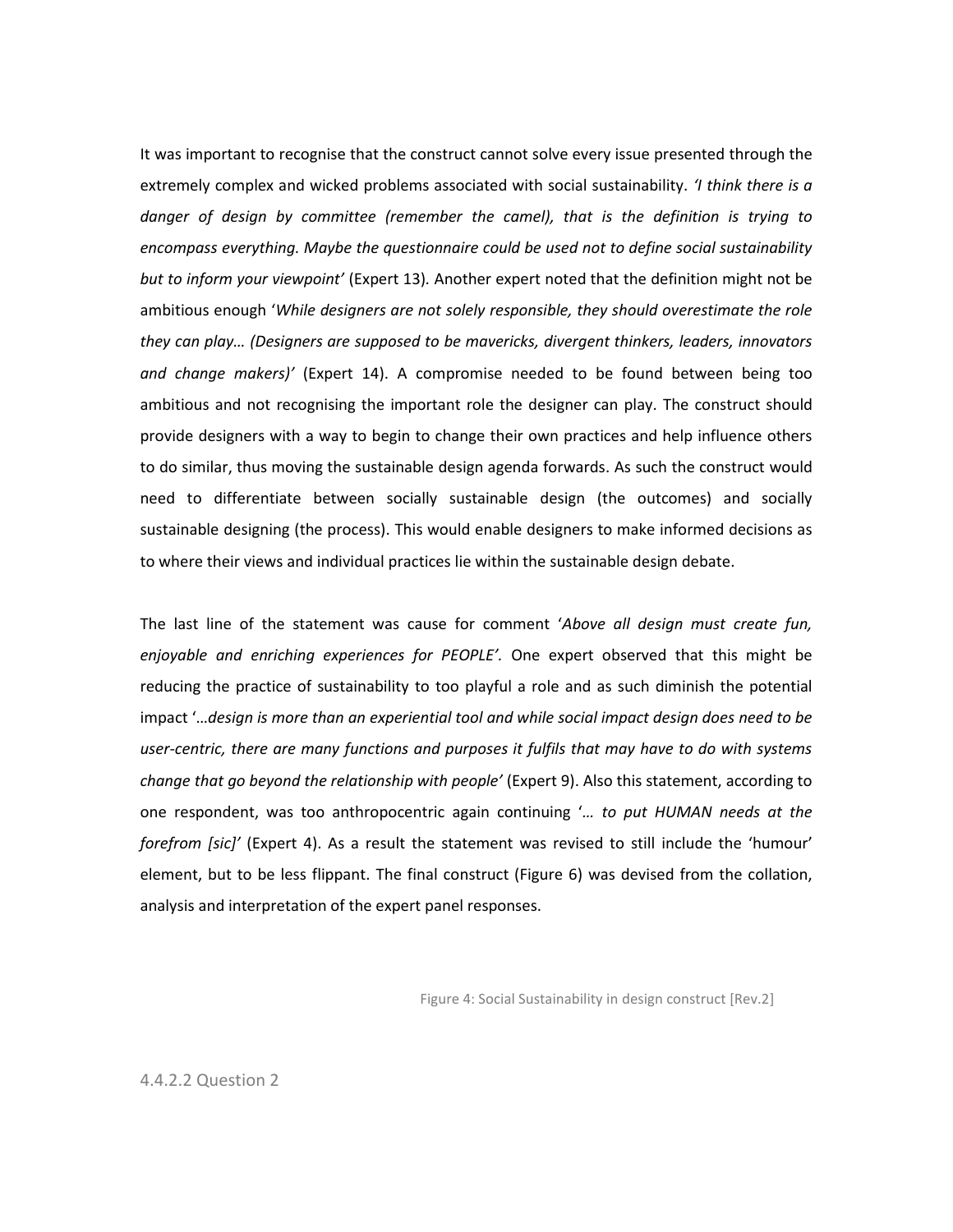It was important to recognise that the construct cannot solve every issue presented through the extremely complex and wicked problems associated with social sustainability. *'I think there is a danger of design by committee (remember the camel), that is the definition is trying to encompass everything. Maybe the questionnaire could be used not to define social sustainability but to inform your viewpoint'* (Expert 13). Another expert noted that the definition might not be ambitious enough '*While designers are not solely responsible, they should overestimate the role they can play… (Designers are supposed to be mavericks, divergent thinkers, leaders, innovators and change makers)'* (Expert 14). A compromise needed to be found between being too ambitious and not recognising the important role the designer can play. The construct should provide designers with a way to begin to change their own practices and help influence others to do similar, thus moving the sustainable design agenda forwards. As such the construct would need to differentiate between socially sustainable design (the outcomes) and socially sustainable designing (the process). This would enable designers to make informed decisions as to where their views and individual practices lie within the sustainable design debate.

The last line of the statement was cause for comment '*Above all design must create fun, enjoyable and enriching experiences for PEOPLE'.* One expert observed that this might be reducing the practice of sustainability to too playful a role and as such diminish the potential impact '*…design is more than an experiential tool and while social impact design does need to be user-centric, there are many functions and purposes it fulfils that may have to do with systems change that go beyond the relationship with people'* (Expert 9). Also this statement, according to one respondent, was too anthropocentric again continuing '*… to put HUMAN needs at the forefrom [sic]'* (Expert 4). As a result the statement was revised to still include the 'humour' element, but to be less flippant. The final construct (Figure 6) was devised from the collation, analysis and interpretation of the expert panel responses.

Figure 4: Social Sustainability in design construct [Rev.2]

#### 4.4.2.2 Question 2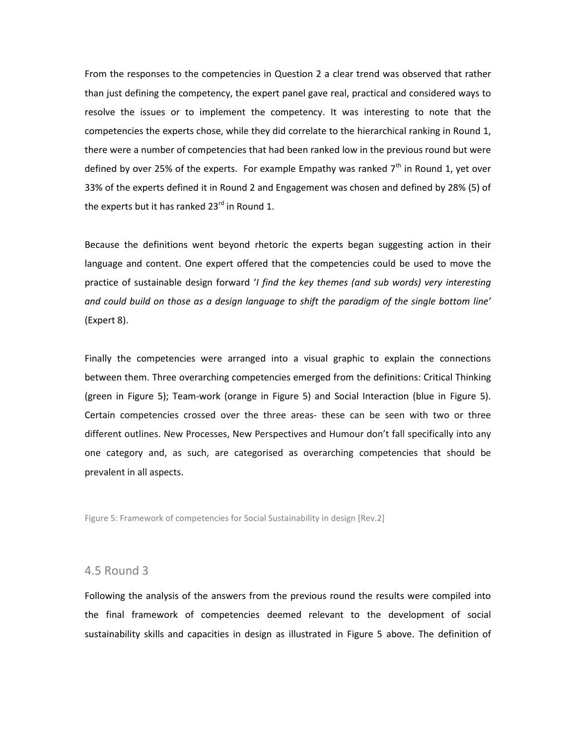From the responses to the competencies in Question 2 a clear trend was observed that rather than just defining the competency, the expert panel gave real, practical and considered ways to resolve the issues or to implement the competency. It was interesting to note that the competencies the experts chose, while they did correlate to the hierarchical ranking in Round 1, there were a number of competencies that had been ranked low in the previous round but were defined by over 25% of the experts. For example Empathy was ranked 7th in Round 1, yet over 33% of the experts defined it in Round 2 and Engagement was chosen and defined by 28% (5) of the experts but it has ranked 23rd in Round 1.

Because the definitions went beyond rhetoric the experts began suggesting action in their language and content. One expert offered that the competencies could be used to move the practice of sustainable design forward '*I find the key themes (and sub words) very interesting and could build on those as a design language to shift the paradigm of the single bottom line'* (Expert 8).

Finally the competencies were arranged into a visual graphic to explain the connections between them. Three overarching competencies emerged from the definitions: Critical Thinking (green in Figure 5); Team-work (orange in Figure 5) and Social Interaction (blue in Figure 5). Certain competencies crossed over the three areas- these can be seen with two or three different outlines. New Processes, New Perspectives and Humour don't fall specifically into any one category and, as such, are categorised as overarching competencies that should be prevalent in all aspects.

Figure 5: Framework of competencies for Social Sustainability in design [Rev.2]

## 4.5 Round 3

Following the analysis of the answers from the previous round the results were compiled into the final framework of competencies deemed relevant to the development of social sustainability skills and capacities in design as illustrated in Figure 5 above. The definition of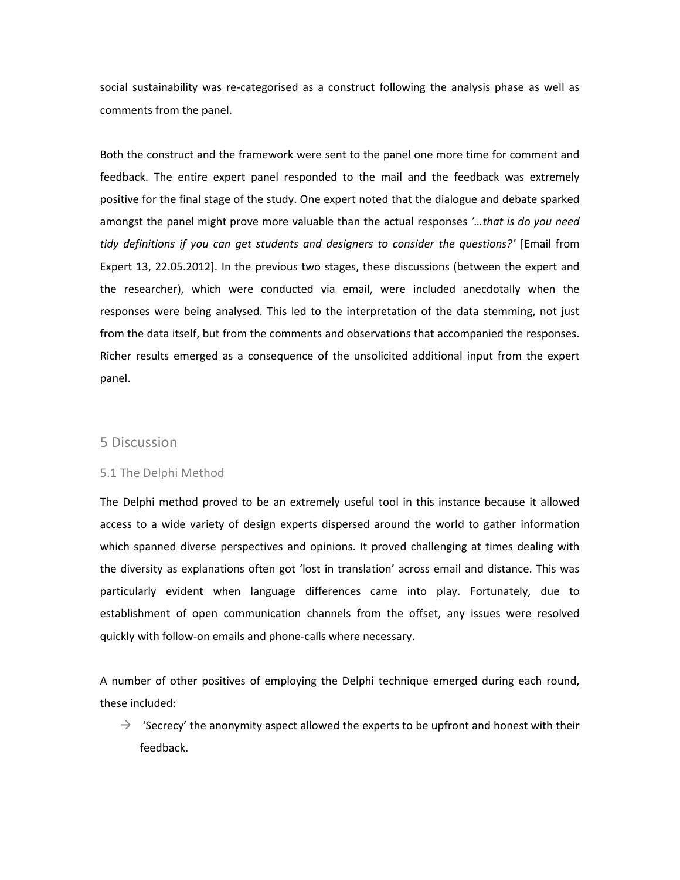social sustainability was re-categorised as a construct following the analysis phase as well as comments from the panel.

Both the construct and the framework were sent to the panel one more time for comment and feedback. The entire expert panel responded to the mail and the feedback was extremely positive for the final stage of the study. One expert noted that the dialogue and debate sparked amongst the panel might prove more valuable than the actual responses *'…that is do you need tidy definitions if you can get students and designers to consider the questions?'* [Email from Expert 13, 22.05.2012]. In the previous two stages, these discussions (between the expert and the researcher), which were conducted via email, were included anecdotally when the responses were being analysed. This led to the interpretation of the data stemming, not just from the data itself, but from the comments and observations that accompanied the responses. Richer results emerged as a consequence of the unsolicited additional input from the expert panel.

## 5 Discussion

### 5.1 The Delphi Method

The Delphi method proved to be an extremely useful tool in this instance because it allowed access to a wide variety of design experts dispersed around the world to gather information which spanned diverse perspectives and opinions. It proved challenging at times dealing with the diversity as explanations often got 'lost in translation' across email and distance. This was particularly evident when language differences came into play. Fortunately, due to establishment of open communication channels from the offset, any issues were resolved quickly with follow-on emails and phone-calls where necessary.

A number of other positives of employing the Delphi technique emerged during each round, these included:

- → 'Secrecy' the anonymity aspect allowed the experts to be upfront and honest with their feedback.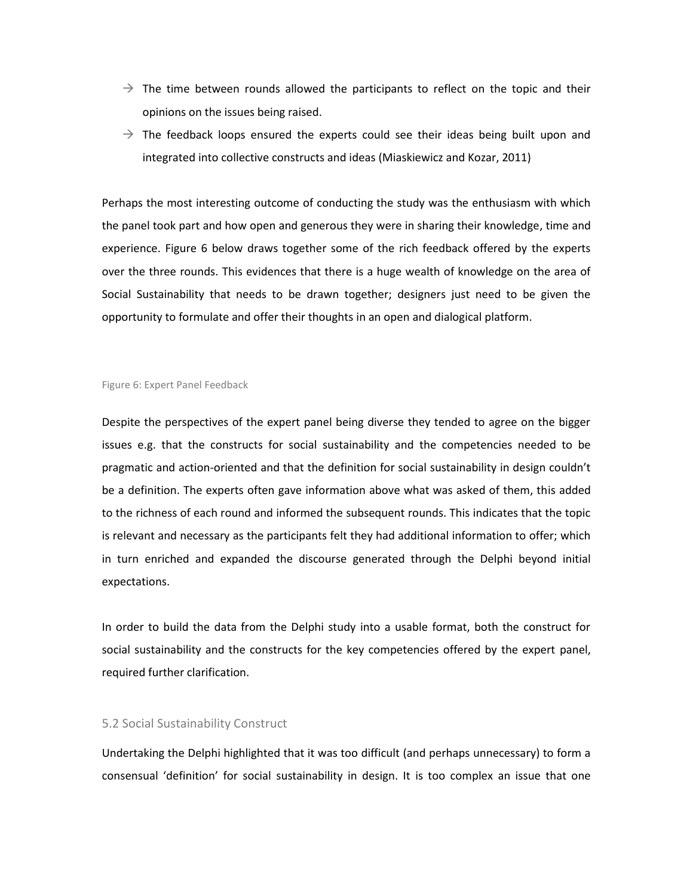- → The time between rounds allowed the participants to reflect on the topic and their opinions on the issues being raised.
- → The feedback loops ensured the experts could see their ideas being built upon and integrated into collective constructs and ideas (Miaskiewicz and Kozar, 2011)

Perhaps the most interesting outcome of conducting the study was the enthusiasm with which the panel took part and how open and generous they were in sharing their knowledge, time and experience. Figure 6 below draws together some of the rich feedback offered by the experts over the three rounds. This evidences that there is a huge wealth of knowledge on the area of Social Sustainability that needs to be drawn together; designers just need to be given the opportunity to formulate and offer their thoughts in an open and dialogical platform.

Figure 6: Expert Panel Feedback

Despite the perspectives of the expert panel being diverse they tended to agree on the bigger issues e.g. that the constructs for social sustainability and the competencies needed to be pragmatic and action-oriented and that the definition for social sustainability in design couldn't be a definition. The experts often gave information above what was asked of them, this added to the richness of each round and informed the subsequent rounds. This indicates that the topic is relevant and necessary as the participants felt they had additional information to offer; which in turn enriched and expanded the discourse generated through the Delphi beyond initial expectations.

In order to build the data from the Delphi study into a usable format, both the construct for social sustainability and the constructs for the key competencies offered by the expert panel, required further clarification.

## 5.2 Social Sustainability Construct

Undertaking the Delphi highlighted that it was too difficult (and perhaps unnecessary) to form a consensual 'definition' for social sustainability in design. It is too complex an issue that one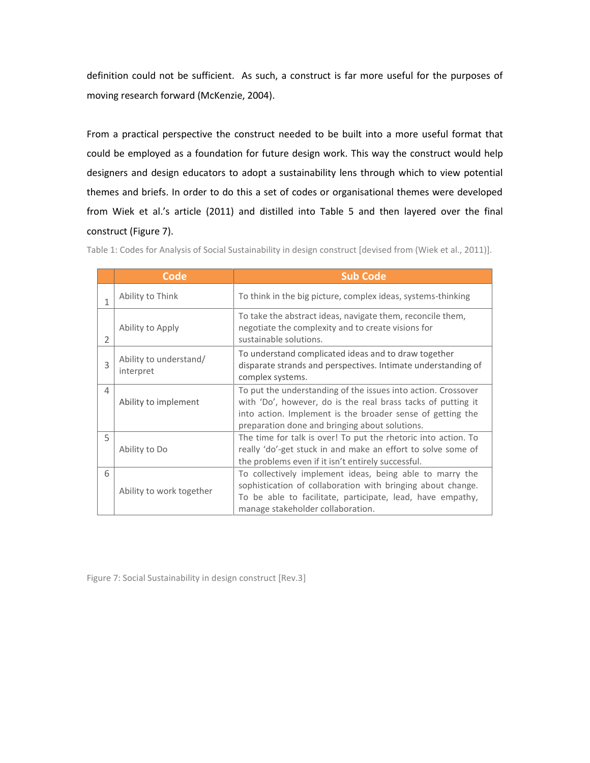definition could not be sufficient. As such, a construct is far more useful for the purposes of moving research forward (McKenzie, 2004).

From a practical perspective the construct needed to be built into a more useful format that could be employed as a foundation for future design work. This way the construct would help designers and design educators to adopt a sustainability lens through which to view potential themes and briefs. In order to do this a set of codes or organisational themes were developed from Wiek et al.'s article (2011) and distilled into Table 5 and then layered over the final construct (Figure 7).

Table 1: Codes for Analysis of Social Sustainability in design construct [devised from (Wiek et al., 2011)].

| | Code | Sub Code |
|---|---|---|
| 1 | Ability to Think | To think in the big picture, complex ideas, systems-thinking |
| 2 | Ability to Apply | To take the abstract ideas, navigate them, reconcile them, negotiate the complexity and to create visions for sustainable solutions. |
| 3 | Ability to understand/ interpret | To understand complicated ideas and to draw together disparate strands and perspectives. Intimate understanding of complex systems. |
| 4 | Ability to implement | To put the understanding of the issues into action. Crossover with 'Do', however, do is the real brass tacks of putting it into action. Implement is the broader sense of getting the preparation done and bringing about solutions. |
| 5 | Ability to Do | The time for talk is over! To put the rhetoric into action. To really 'do'-get stuck in and make an effort to solve some of the problems even if it isn't entirely successful. |
| 6 | Ability to work together | To collectively implement ideas, being able to marry the sophistication of collaboration with bringing about change. To be able to facilitate, participate, lead, have empathy, manage stakeholder collaboration. |

Figure 7: Social Sustainability in design construct [Rev.3]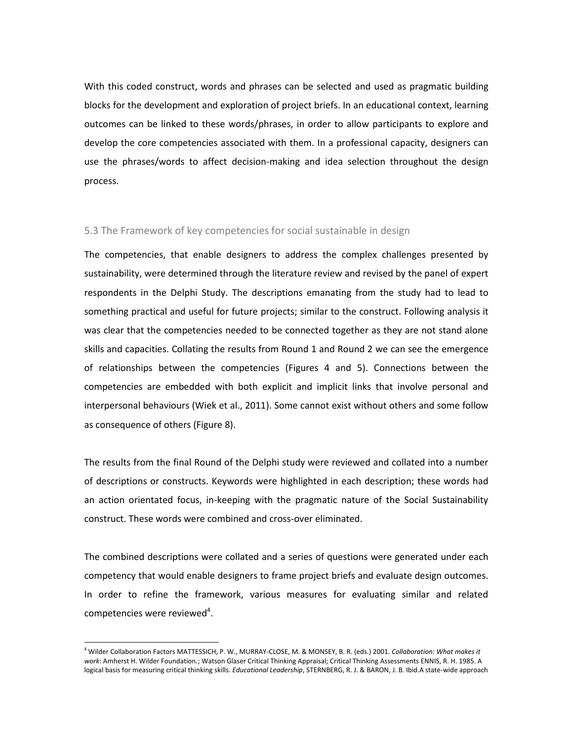With this coded construct, words and phrases can be selected and used as pragmatic building blocks for the development and exploration of project briefs. In an educational context, learning outcomes can be linked to these words/phrases, in order to allow participants to explore and develop the core competencies associated with them. In a professional capacity, designers can use the phrases/words to affect decision-making and idea selection throughout the design process.

## 5.3 The Framework of key competencies for social sustainable in design

The competencies, that enable designers to address the complex challenges presented by sustainability, were determined through the literature review and revised by the panel of expert respondents in the Delphi Study. The descriptions emanating from the study had to lead to something practical and useful for future projects; similar to the construct. Following analysis it was clear that the competencies needed to be connected together as they are not stand alone skills and capacities. Collating the results from Round 1 and Round 2 we can see the emergence of relationships between the competencies (Figures 4 and 5). Connections between the competencies are embedded with both explicit and implicit links that involve personal and interpersonal behaviours (Wiek et al., 2011). Some cannot exist without others and some follow as consequence of others (Figure 8).

The results from the final Round of the Delphi study were reviewed and collated into a number of descriptions or constructs. Keywords were highlighted in each description; these words had an action orientated focus, in-keeping with the pragmatic nature of the Social Sustainability construct. These words were combined and cross-over eliminated.

The combined descriptions were collated and a series of questions were generated under each competency that would enable designers to frame project briefs and evaluate design outcomes. In order to refine the framework, various measures for evaluating similar and related competencies were reviewed[4].

---

[4] Wilder Collaboration Factors MATTESSICH, P. W., MURRAY-CLOSE, M. & MONSEY, B. R. (eds.) 2001. *Collaboration: What makes it work*: Amherst H. Wilder Foundation.; Watson Glaser Critical Thinking Appraisal; Critical Thinking Assessments ENNIS, R. H. 1985. A logical basis for measuring critical thinking skills. *Educational Leadership*, STERNBERG, R. J. & BARON, J. B. Ibid.A state-wide approach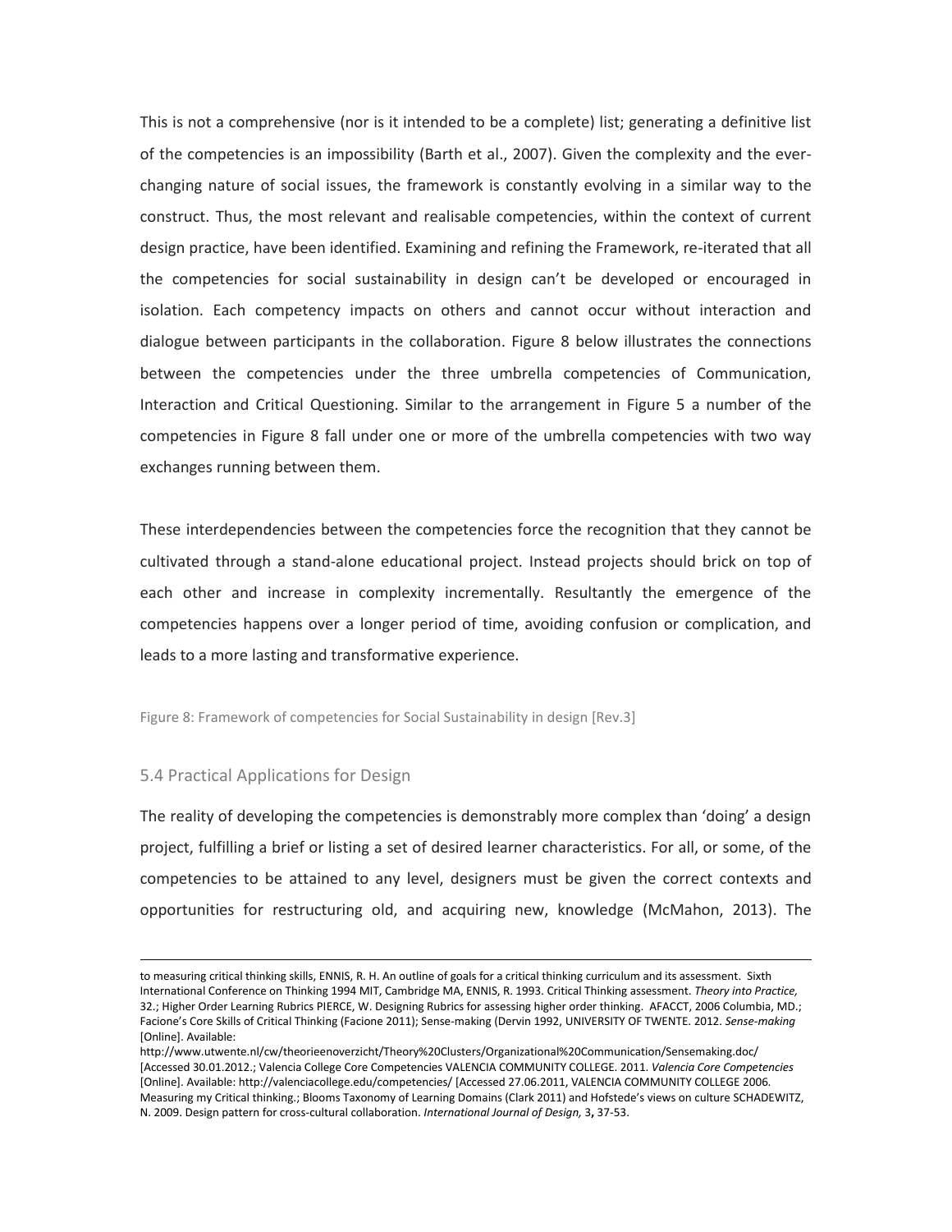This is not a comprehensive (nor is it intended to be a complete) list; generating a definitive list of the competencies is an impossibility (Barth et al., 2007). Given the complexity and the ever-changing nature of social issues, the framework is constantly evolving in a similar way to the construct. Thus, the most relevant and realisable competencies, within the context of current design practice, have been identified. Examining and refining the Framework, re-iterated that all the competencies for social sustainability in design can't be developed or encouraged in isolation. Each competency impacts on others and cannot occur without interaction and dialogue between participants in the collaboration. Figure 8 below illustrates the connections between the competencies under the three umbrella competencies of Communication, Interaction and Critical Questioning. Similar to the arrangement in Figure 5 a number of the competencies in Figure 8 fall under one or more of the umbrella competencies with two way exchanges running between them.

These interdependencies between the competencies force the recognition that they cannot be cultivated through a stand-alone educational project. Instead projects should brick on top of each other and increase in complexity incrementally. Resultantly the emergence of the competencies happens over a longer period of time, avoiding confusion or complication, and leads to a more lasting and transformative experience.

Figure 8: Framework of competencies for Social Sustainability in design [Rev.3]

## 5.4 Practical Applications for Design

The reality of developing the competencies is demonstrably more complex than 'doing' a design project, fulfilling a brief or listing a set of desired learner characteristics. For all, or some, of the competencies to be attained to any level, designers must be given the correct contexts and opportunities for restructuring old, and acquiring new, knowledge (McMahon, 2013). The

---

to measuring critical thinking skills, ENNIS, R. H. An outline of goals for a critical thinking curriculum and its assessment. Sixth International Conference on Thinking 1994 MIT, Cambridge MA, ENNIS, R. 1993. Critical Thinking assessment. *Theory into Practice,* 32.; Higher Order Learning Rubrics PIERCE, W. Designing Rubrics for assessing higher order thinking. AFACCT, 2006 Columbia, MD.; Facione's Core Skills of Critical Thinking (Facione 2011); Sense-making (Dervin 1992, UNIVERSITY OF TWENTE. 2012. *Sense-making* [Online]. Available: http://www.utwente.nl/cw/theorieenoverzicht/Theory%20Clusters/Organizational%20Communication/Sensemaking.doc/ [Accessed 30.01.2012.; Valencia College Core Competencies VALENCIA COMMUNITY COLLEGE. 2011. *Valencia Core Competencies* [Online]. Available: http://valenciacollege.edu/competencies/ [Accessed 27.06.2011, VALENCIA COMMUNITY COLLEGE 2006. Measuring my Critical thinking.; Blooms Taxonomy of Learning Domains (Clark 2011) and Hofstede's views on culture SCHADEWITZ, N. 2009. Design pattern for cross-cultural collaboration. *International Journal of Design,* 3**,** 37-53.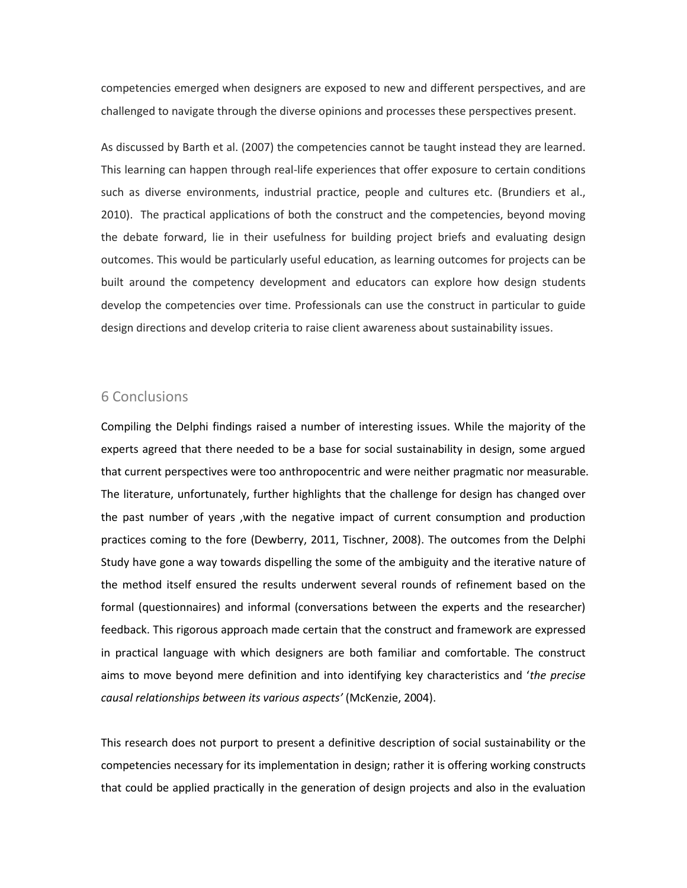competencies emerged when designers are exposed to new and different perspectives, and are challenged to navigate through the diverse opinions and processes these perspectives present.

As discussed by Barth et al. (2007) the competencies cannot be taught instead they are learned. This learning can happen through real-life experiences that offer exposure to certain conditions such as diverse environments, industrial practice, people and cultures etc. (Brundiers et al., 2010). The practical applications of both the construct and the competencies, beyond moving the debate forward, lie in their usefulness for building project briefs and evaluating design outcomes. This would be particularly useful education, as learning outcomes for projects can be built around the competency development and educators can explore how design students develop the competencies over time. Professionals can use the construct in particular to guide design directions and develop criteria to raise client awareness about sustainability issues.

## 6 Conclusions

Compiling the Delphi findings raised a number of interesting issues. While the majority of the experts agreed that there needed to be a base for social sustainability in design, some argued that current perspectives were too anthropocentric and were neither pragmatic nor measurable. The literature, unfortunately, further highlights that the challenge for design has changed over the past number of years ,with the negative impact of current consumption and production practices coming to the fore (Dewberry, 2011, Tischner, 2008). The outcomes from the Delphi Study have gone a way towards dispelling the some of the ambiguity and the iterative nature of the method itself ensured the results underwent several rounds of refinement based on the formal (questionnaires) and informal (conversations between the experts and the researcher) feedback. This rigorous approach made certain that the construct and framework are expressed in practical language with which designers are both familiar and comfortable. The construct aims to move beyond mere definition and into identifying key characteristics and '*the precise causal relationships between its various aspects'* (McKenzie, 2004).

This research does not purport to present a definitive description of social sustainability or the competencies necessary for its implementation in design; rather it is offering working constructs that could be applied practically in the generation of design projects and also in the evaluation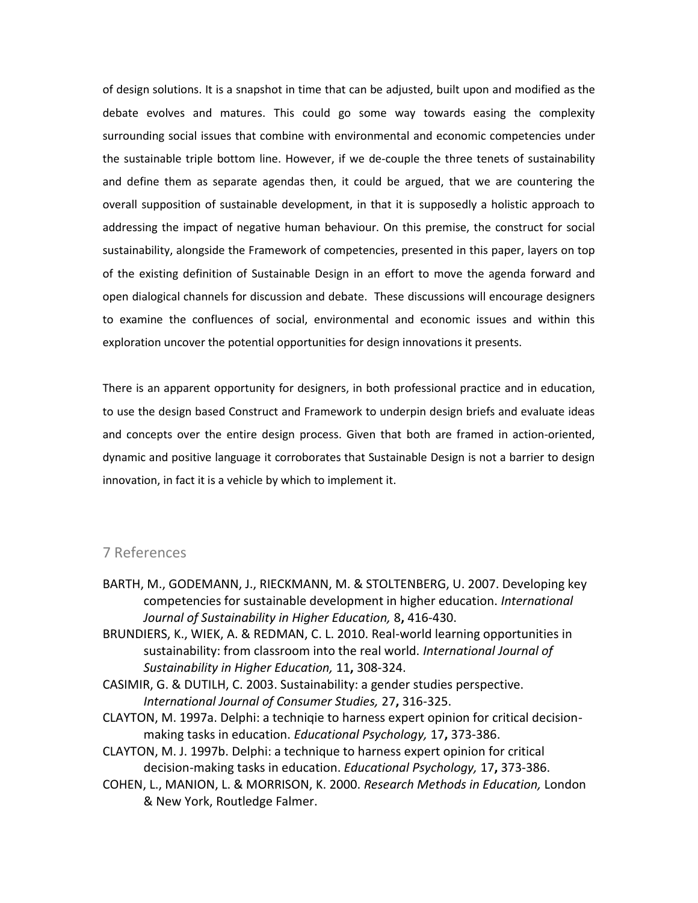of design solutions. It is a snapshot in time that can be adjusted, built upon and modified as the debate evolves and matures. This could go some way towards easing the complexity surrounding social issues that combine with environmental and economic competencies under the sustainable triple bottom line. However, if we de-couple the three tenets of sustainability and define them as separate agendas then, it could be argued, that we are countering the overall supposition of sustainable development, in that it is supposedly a holistic approach to addressing the impact of negative human behaviour. On this premise, the construct for social sustainability, alongside the Framework of competencies, presented in this paper, layers on top of the existing definition of Sustainable Design in an effort to move the agenda forward and open dialogical channels for discussion and debate. These discussions will encourage designers to examine the confluences of social, environmental and economic issues and within this exploration uncover the potential opportunities for design innovations it presents.

There is an apparent opportunity for designers, in both professional practice and in education, to use the design based Construct and Framework to underpin design briefs and evaluate ideas and concepts over the entire design process. Given that both are framed in action-oriented, dynamic and positive language it corroborates that Sustainable Design is not a barrier to design innovation, in fact it is a vehicle by which to implement it.

## 7 References

BARTH, M., GODEMANN, J., RIECKMANN, M. & STOLTENBERG, U. 2007. Developing key competencies for sustainable development in higher education. *International Journal of Sustainability in Higher Education,* 8**,** 416-430.

BRUNDIERS, K., WIEK, A. & REDMAN, C. L. 2010. Real-world learning opportunities in sustainability: from classroom into the real world. *International Journal of Sustainability in Higher Education,* 11**,** 308-324.

CASIMIR, G. & DUTILH, C. 2003. Sustainability: a gender studies perspective. *International Journal of Consumer Studies,* 27**,** 316-325.

CLAYTON, M. 1997a. Delphi: a techniqie to harness expert opinion for critical decision-making tasks in education. *Educational Psychology,* 17**,** 373-386.

CLAYTON, M. J. 1997b. Delphi: a technique to harness expert opinion for critical decision-making tasks in education. *Educational Psychology,* 17**,** 373-386.

COHEN, L., MANION, L. & MORRISON, K. 2000. *Research Methods in Education,* London & New York, Routledge Falmer.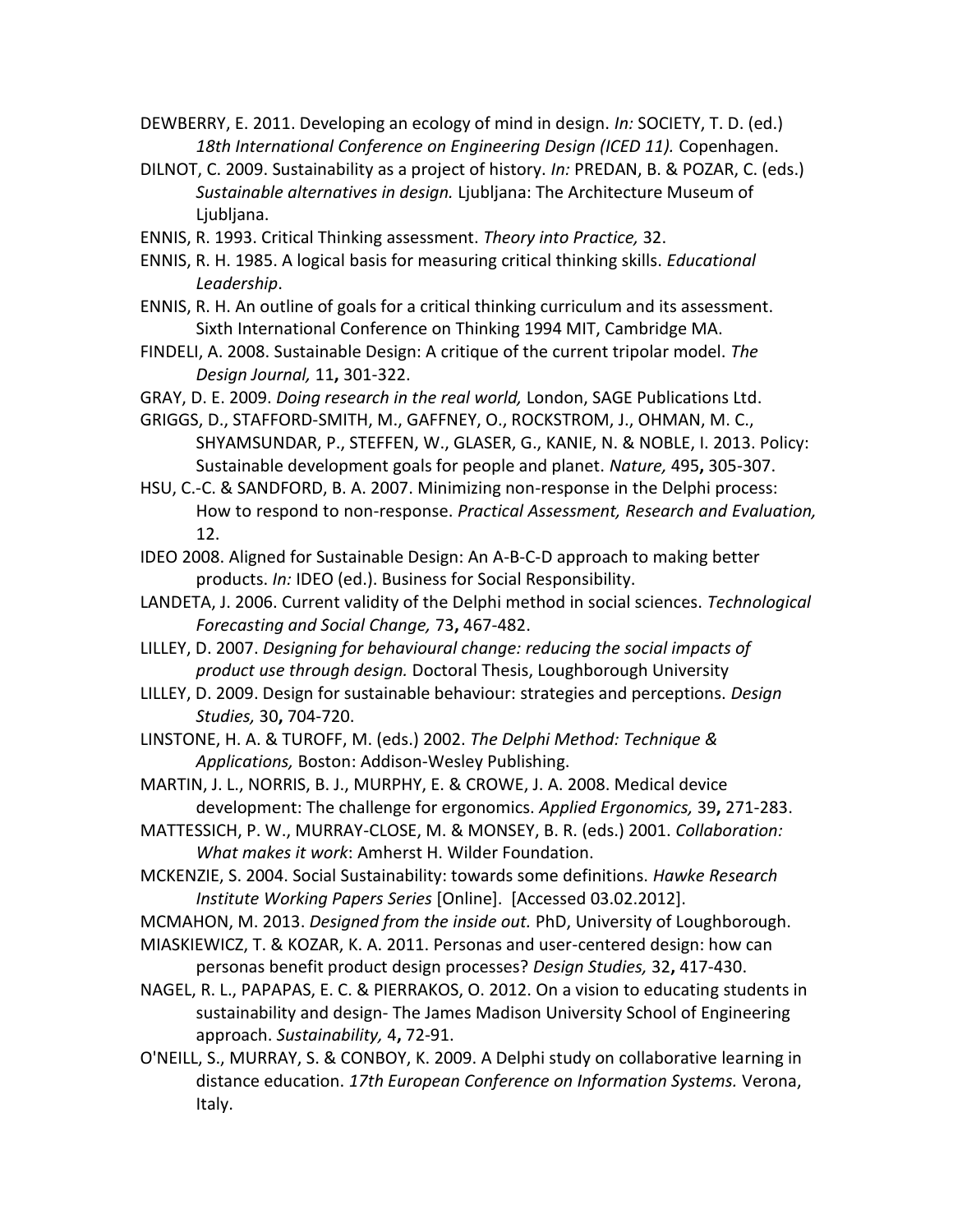DEWBERRY, E. 2011. Developing an ecology of mind in design. *In:* SOCIETY, T. D. (ed.) *18th International Conference on Engineering Design (ICED 11).* Copenhagen.

DILNOT, C. 2009. Sustainability as a project of history. *In:* PREDAN, B. & POZAR, C. (eds.) *Sustainable alternatives in design.* Ljubljana: The Architecture Museum of Ljubljana.

ENNIS, R. 1993. Critical Thinking assessment. *Theory into Practice,* 32.

ENNIS, R. H. 1985. A logical basis for measuring critical thinking skills. *Educational Leadership*.

ENNIS, R. H. An outline of goals for a critical thinking curriculum and its assessment. Sixth International Conference on Thinking 1994 MIT, Cambridge MA.

FINDELI, A. 2008. Sustainable Design: A critique of the current tripolar model. *The Design Journal,* 11**,** 301-322.

GRAY, D. E. 2009. *Doing research in the real world,* London, SAGE Publications Ltd.

GRIGGS, D., STAFFORD-SMITH, M., GAFFNEY, O., ROCKSTROM, J., OHMAN, M. C., SHYAMSUNDAR, P., STEFFEN, W., GLASER, G., KANIE, N. & NOBLE, I. 2013. Policy: Sustainable development goals for people and planet. *Nature,* 495**,** 305-307.

HSU, C.-C. & SANDFORD, B. A. 2007. Minimizing non-response in the Delphi process: How to respond to non-response. *Practical Assessment, Research and Evaluation,* 12.

IDEO 2008. Aligned for Sustainable Design: An A-B-C-D approach to making better products. *In:* IDEO (ed.). Business for Social Responsibility.

LANDETA, J. 2006. Current validity of the Delphi method in social sciences. *Technological Forecasting and Social Change,* 73**,** 467-482.

LILLEY, D. 2007. *Designing for behavioural change: reducing the social impacts of product use through design.* Doctoral Thesis, Loughborough University

LILLEY, D. 2009. Design for sustainable behaviour: strategies and perceptions. *Design Studies,* 30**,** 704-720.

LINSTONE, H. A. & TUROFF, M. (eds.) 2002. *The Delphi Method: Technique & Applications,* Boston: Addison-Wesley Publishing.

MARTIN, J. L., NORRIS, B. J., MURPHY, E. & CROWE, J. A. 2008. Medical device development: The challenge for ergonomics. *Applied Ergonomics,* 39**,** 271-283.

MATTESSICH, P. W., MURRAY-CLOSE, M. & MONSEY, B. R. (eds.) 2001. *Collaboration: What makes it work*: Amherst H. Wilder Foundation.

MCKENZIE, S. 2004. Social Sustainability: towards some definitions. *Hawke Research Institute Working Papers Series* [Online]. [Accessed 03.02.2012].

MCMAHON, M. 2013. *Designed from the inside out.* PhD, University of Loughborough.

MIASKIEWICZ, T. & KOZAR, K. A. 2011. Personas and user-centered design: how can personas benefit product design processes? *Design Studies,* 32**,** 417-430.

NAGEL, R. L., PAPAPAS, E. C. & PIERRAKOS, O. 2012. On a vision to educating students in sustainability and design- The James Madison University School of Engineering approach. *Sustainability,* 4**,** 72-91.

O'NEILL, S., MURRAY, S. & CONBOY, K. 2009. A Delphi study on collaborative learning in distance education. *17th European Conference on Information Systems.* Verona, Italy.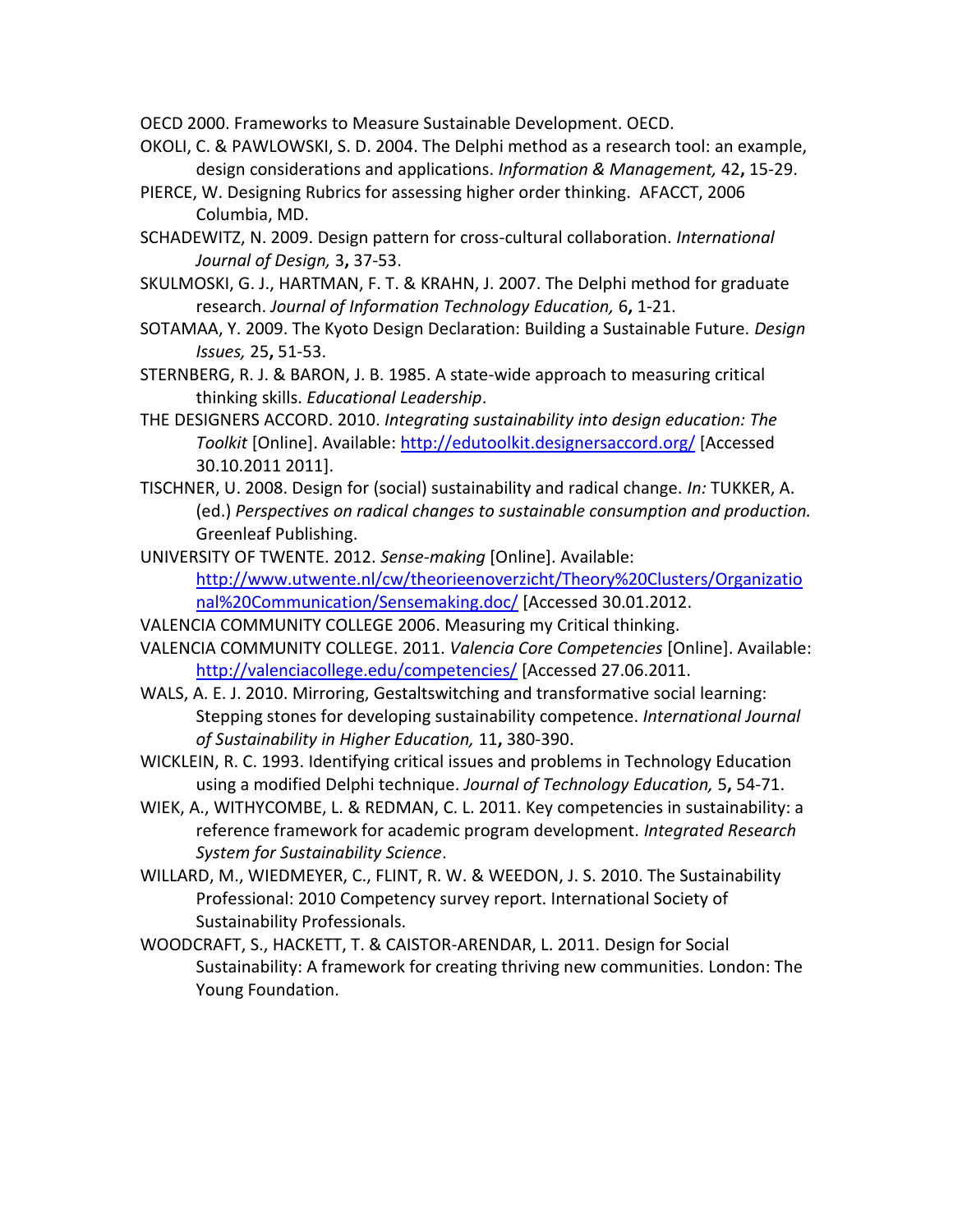OECD 2000. Frameworks to Measure Sustainable Development. OECD.

OKOLI, C. & PAWLOWSKI, S. D. 2004. The Delphi method as a research tool: an example, design considerations and applications. *Information & Management,* 42**,** 15-29.

PIERCE, W. Designing Rubrics for assessing higher order thinking. AFACCT, 2006 Columbia, MD.

SCHADEWITZ, N. 2009. Design pattern for cross-cultural collaboration. *International Journal of Design,* 3**,** 37-53.

SKULMOSKI, G. J., HARTMAN, F. T. & KRAHN, J. 2007. The Delphi method for graduate research. *Journal of Information Technology Education,* 6**,** 1-21.

SOTAMAA, Y. 2009. The Kyoto Design Declaration: Building a Sustainable Future. *Design Issues,* 25**,** 51-53.

STERNBERG, R. J. & BARON, J. B. 1985. A state-wide approach to measuring critical thinking skills. *Educational Leadership*.

THE DESIGNERS ACCORD. 2010. *Integrating sustainability into design education: The Toolkit* [Online]. Available: http://edutoolkit.designersaccord.org/ [Accessed 30.10.2011 2011].

TISCHNER, U. 2008. Design for (social) sustainability and radical change. *In:* TUKKER, A. (ed.) *Perspectives on radical changes to sustainable consumption and production.* Greenleaf Publishing.

UNIVERSITY OF TWENTE. 2012. *Sense-making* [Online]. Available: http://www.utwente.nl/cw/theorieenoverzicht/Theory%20Clusters/Organizational%20Communication/Sensemaking.doc/ [Accessed 30.01.2012.

VALENCIA COMMUNITY COLLEGE 2006. Measuring my Critical thinking.

VALENCIA COMMUNITY COLLEGE. 2011. *Valencia Core Competencies* [Online]. Available: http://valenciacollege.edu/competencies/ [Accessed 27.06.2011.

WALS, A. E. J. 2010. Mirroring, Gestaltswitching and transformative social learning: Stepping stones for developing sustainability competence. *International Journal of Sustainability in Higher Education,* 11**,** 380-390.

WICKLEIN, R. C. 1993. Identifying critical issues and problems in Technology Education using a modified Delphi technique. *Journal of Technology Education,* 5**,** 54-71.

WIEK, A., WITHYCOMBE, L. & REDMAN, C. L. 2011. Key competencies in sustainability: a reference framework for academic program development. *Integrated Research System for Sustainability Science*.

WILLARD, M., WIEDMEYER, C., FLINT, R. W. & WEEDON, J. S. 2010. The Sustainability Professional: 2010 Competency survey report. International Society of Sustainability Professionals.

WOODCRAFT, S., HACKETT, T. & CAISTOR-ARENDAR, L. 2011. Design for Social Sustainability: A framework for creating thriving new communities. London: The Young Foundation.